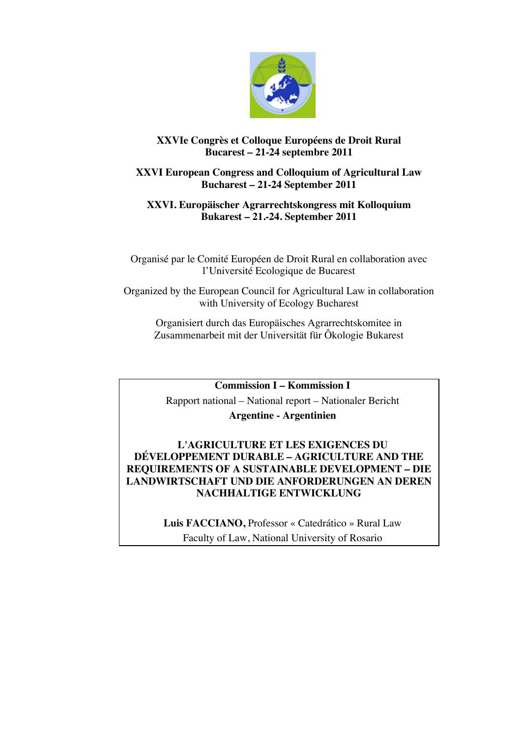**XXVIe Congrès et Colloque Européens de Droit Rural**
**Bucarest – 21-24 septembre 2011**

**XXVI European Congress and Colloquium of Agricultural Law**
**Bucharest – 21-24 September 2011**

**XXVI. Europäischer Agrarrechtskongress mit Kolloquium**
**Bukarest – 21.-24. September 2011**

Organisé par le Comité Européen de Droit Rural en collaboration avec l'Université Ecologique de Bucarest

Organized by the European Council for Agricultural Law in collaboration with University of Ecology Bucharest

Organisiert durch das Europäisches Agrarrechtskomitee in Zusammenarbeit mit der Universität für Ôkologie Bukarest

**Commission I – Kommission I**

Rapport national – National report – Nationaler Bericht

**Argentine - Argentinien**

# L'AGRICULTURE ET LES EXIGENCES DU DÉVELOPPEMENT DURABLE – AGRICULTURE AND THE REQUIREMENTS OF A SUSTAINABLE DEVELOPMENT – DIE LANDWIRTSCHAFT UND DIE ANFORDERUNGEN AN DEREN NACHHALTIGE ENTWICKLUNG

**Luis FACCIANO,** Professor « Catedrático » Rural Law
Faculty of Law, National University of Rosario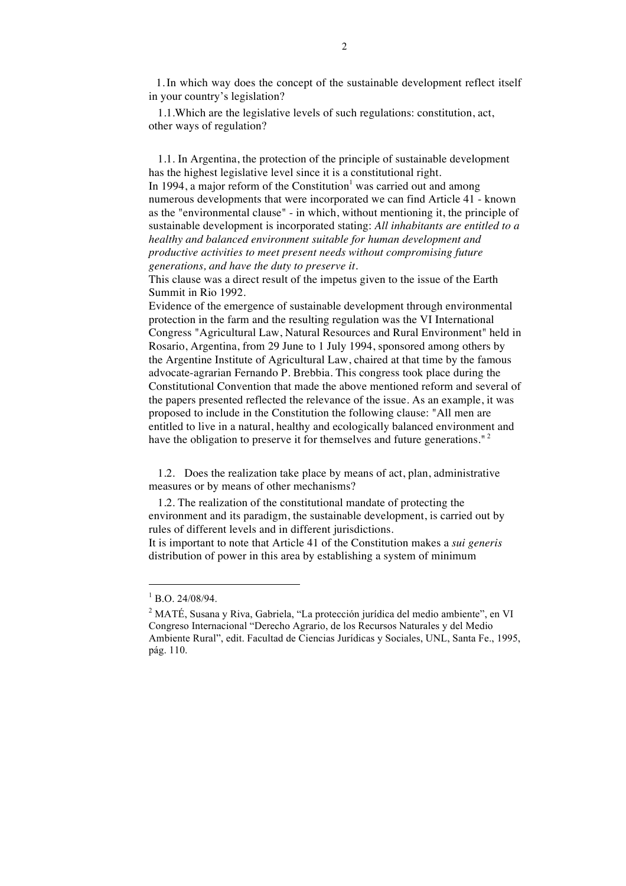1. In which way does the concept of the sustainable development reflect itself in your country's legislation?

1.1. Which are the legislative levels of such regulations: constitution, act, other ways of regulation?

1.1. In Argentina, the protection of the principle of sustainable development has the highest legislative level since it is a constitutional right.
In 1994, a major reform of the Constitution[1] was carried out and among numerous developments that were incorporated we can find Article 41 - known as the "environmental clause" - in which, without mentioning it, the principle of sustainable development is incorporated stating: *All inhabitants are entitled to a healthy and balanced environment suitable for human development and productive activities to meet present needs without compromising future generations, and have the duty to preserve it.*
This clause was a direct result of the impetus given to the issue of the Earth Summit in Rio 1992.
Evidence of the emergence of sustainable development through environmental protection in the farm and the resulting regulation was the VI International Congress "Agricultural Law, Natural Resources and Rural Environment" held in Rosario, Argentina, from 29 June to 1 July 1994, sponsored among others by the Argentine Institute of Agricultural Law, chaired at that time by the famous advocate-agrarian Fernando P. Brebbia. This congress took place during the Constitutional Convention that made the above mentioned reform and several of the papers presented reflected the relevance of the issue. As an example, it was proposed to include in the Constitution the following clause: "All men are entitled to live in a natural, healthy and ecologically balanced environment and have the obligation to preserve it for themselves and future generations."[2]

1.2. Does the realization take place by means of act, plan, administrative measures or by means of other mechanisms?

1.2. The realization of the constitutional mandate of protecting the environment and its paradigm, the sustainable development, is carried out by rules of different levels and in different jurisdictions.
It is important to note that Article 41 of the Constitution makes a *sui generis* distribution of power in this area by establishing a system of minimum

---

[1] B.O. 24/08/94.

[2] MATÉ, Susana y Riva, Gabriela, "La protección jurídica del medio ambiente", en VI Congreso Internacional "Derecho Agrario, de los Recursos Naturales y del Medio Ambiente Rural", edit. Facultad de Ciencias Jurídicas y Sociales, UNL, Santa Fe., 1995, pág. 110.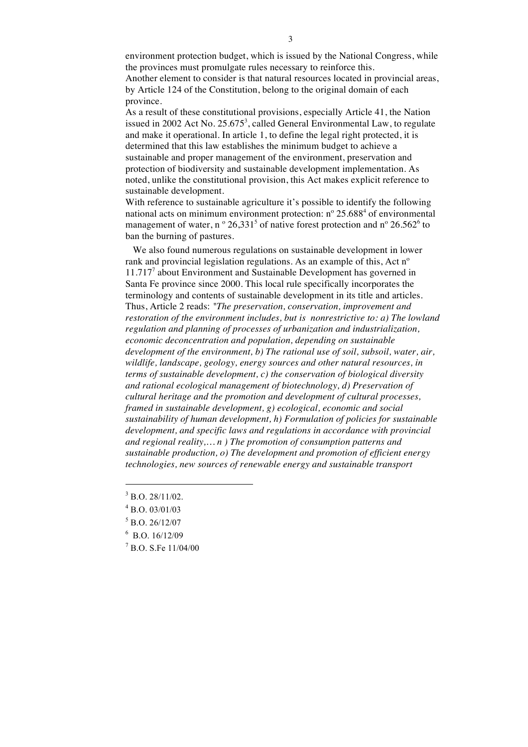environment protection budget, which is issued by the National Congress, while the provinces must promulgate rules necessary to reinforce this.
Another element to consider is that natural resources located in provincial areas, by Article 124 of the Constitution, belong to the original domain of each province.
As a result of these constitutional provisions, especially Article 41, the Nation issued in 2002 Act No. 25.675[3], called General Environmental Law, to regulate and make it operational. In article 1, to define the legal right protected, it is determined that this law establishes the minimum budget to achieve a sustainable and proper management of the environment, preservation and protection of biodiversity and sustainable development implementation. As noted, unlike the constitutional provision, this Act makes explicit reference to sustainable development.
With reference to sustainable agriculture it's possible to identify the following national acts on minimum environment protection: nº 25.688[4] of environmental management of water, n º 26,331[5] of native forest protection and nº 26.562[6] to ban the burning of pastures.

We also found numerous regulations on sustainable development in lower rank and provincial legislation regulations. As an example of this, Act nº 11.717[7] about Environment and Sustainable Development has governed in Santa Fe province since 2000. This local rule specifically incorporates the terminology and contents of sustainable development in its title and articles. Thus, Article 2 reads: *"The preservation, conservation, improvement and restoration of the environment includes, but is nonrestrictive to: a) The lowland regulation and planning of processes of urbanization and industrialization, economic deconcentration and population, depending on sustainable development of the environment, b) The rational use of soil, subsoil, water, air, wildlife, landscape, geology, energy sources and other natural resources, in terms of sustainable development, c) the conservation of biological diversity and rational ecological management of biotechnology, d) Preservation of cultural heritage and the promotion and development of cultural processes, framed in sustainable development, g) ecological, economic and social sustainability of human development, h) Formulation of policies for sustainable development, and specific laws and regulations in accordance with provincial and regional reality,… n ) The promotion of consumption patterns and sustainable production, o) The development and promotion of efficient energy technologies, new sources of renewable energy and sustainable transport*

---

[3] B.O. 28/11/02.

[4] B.O. 03/01/03

[5] B.O. 26/12/07

[6] B.O. 16/12/09

[7] B.O. S.Fe 11/04/00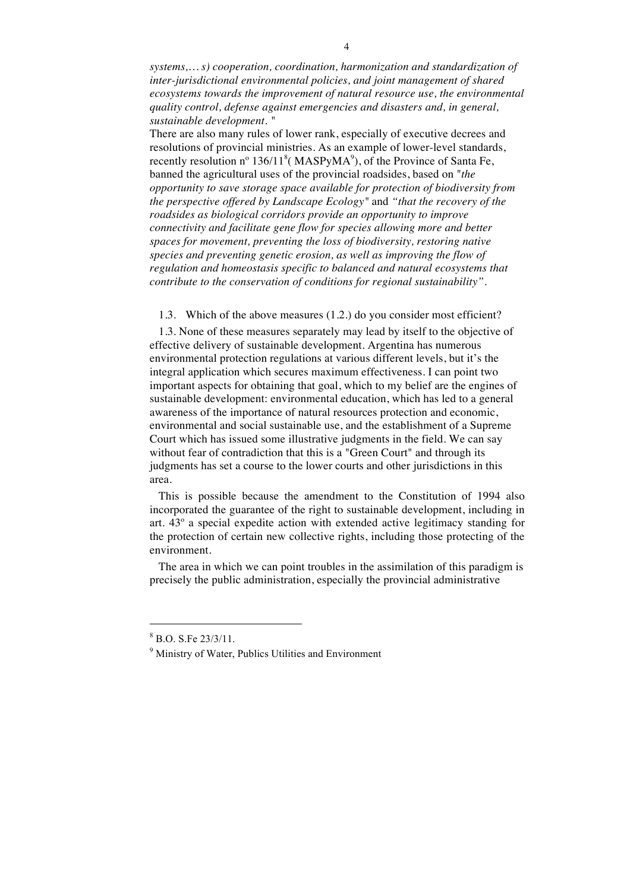*systems,… s) cooperation, coordination, harmonization and standardization of inter-jurisdictional environmental policies, and joint management of shared ecosystems towards the improvement of natural resource use, the environmental quality control, defense against emergencies and disasters and, in general, sustainable development. "*

There are also many rules of lower rank, especially of executive decrees and resolutions of provincial ministries. As an example of lower-level standards, recently resolution nº 136/11[8]( MASPyMA[9]), of the Province of Santa Fe, banned the agricultural uses of the provincial roadsides, based on "*the opportunity to save storage space available for protection of biodiversity from the perspective offered by Landscape Ecology*" and *"that the recovery of the roadsides as biological corridors provide an opportunity to improve connectivity and facilitate gene flow for species allowing more and better spaces for movement, preventing the loss of biodiversity, restoring native species and preventing genetic erosion, as well as improving the flow of regulation and homeostasis specific to balanced and natural ecosystems that contribute to the conservation of conditions for regional sustainability"*.

1.3. Which of the above measures (1.2.) do you consider most efficient?

1.3. None of these measures separately may lead by itself to the objective of effective delivery of sustainable development. Argentina has numerous environmental protection regulations at various different levels, but it's the integral application which secures maximum effectiveness. I can point two important aspects for obtaining that goal, which to my belief are the engines of sustainable development: environmental education, which has led to a general awareness of the importance of natural resources protection and economic, environmental and social sustainable use, and the establishment of a Supreme Court which has issued some illustrative judgments in the field. We can say without fear of contradiction that this is a "Green Court" and through its judgments has set a course to the lower courts and other jurisdictions in this area.

This is possible because the amendment to the Constitution of 1994 also incorporated the guarantee of the right to sustainable development, including in art. 43º a special expedite action with extended active legitimacy standing for the protection of certain new collective rights, including those protecting of the environment.

The area in which we can point troubles in the assimilation of this paradigm is precisely the public administration, especially the provincial administrative

---

[8] B.O. S.Fe 23/3/11.

[9] Ministry of Water, Publics Utilities and Environment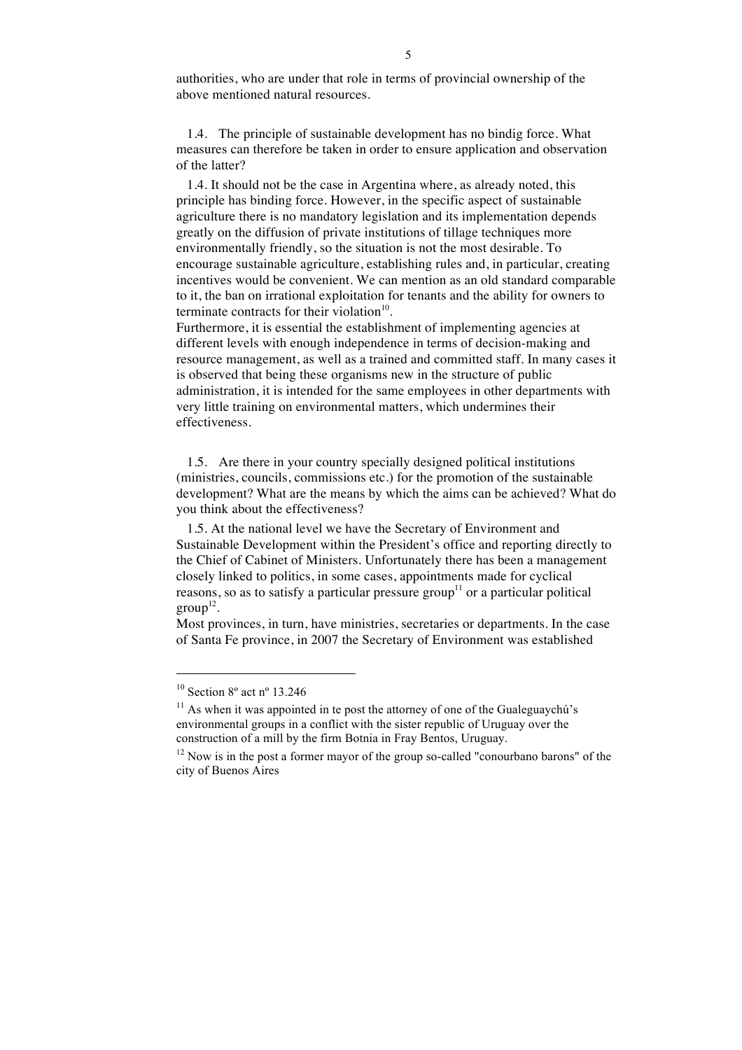authorities, who are under that role in terms of provincial ownership of the above mentioned natural resources.

1.4. The principle of sustainable development has no bindig force. What measures can therefore be taken in order to ensure application and observation of the latter?

1.4. It should not be the case in Argentina where, as already noted, this principle has binding force. However, in the specific aspect of sustainable agriculture there is no mandatory legislation and its implementation depends greatly on the diffusion of private institutions of tillage techniques more environmentally friendly, so the situation is not the most desirable. To encourage sustainable agriculture, establishing rules and, in particular, creating incentives would be convenient. We can mention as an old standard comparable to it, the ban on irrational exploitation for tenants and the ability for owners to terminate contracts for their violation[10].

Furthermore, it is essential the establishment of implementing agencies at different levels with enough independence in terms of decision-making and resource management, as well as a trained and committed staff. In many cases it is observed that being these organisms new in the structure of public administration, it is intended for the same employees in other departments with very little training on environmental matters, which undermines their effectiveness.

1.5. Are there in your country specially designed political institutions (ministries, councils, commissions etc.) for the promotion of the sustainable development? What are the means by which the aims can be achieved? What do you think about the effectiveness?

1.5. At the national level we have the Secretary of Environment and Sustainable Development within the President's office and reporting directly to the Chief of Cabinet of Ministers. Unfortunately there has been a management closely linked to politics, in some cases, appointments made for cyclical reasons, so as to satisfy a particular pressure group[11] or a particular political group[12].

Most provinces, in turn, have ministries, secretaries or departments. In the case of Santa Fe province, in 2007 the Secretary of Environment was established

---

[10] Section 8º act nº 13.246

[11] As when it was appointed in te post the attorney of one of the Gualeguaychú's environmental groups in a conflict with the sister republic of Uruguay over the construction of a mill by the firm Botnia in Fray Bentos, Uruguay.

[12] Now is in the post a former mayor of the group so-called "conourbano barons" of the city of Buenos Aires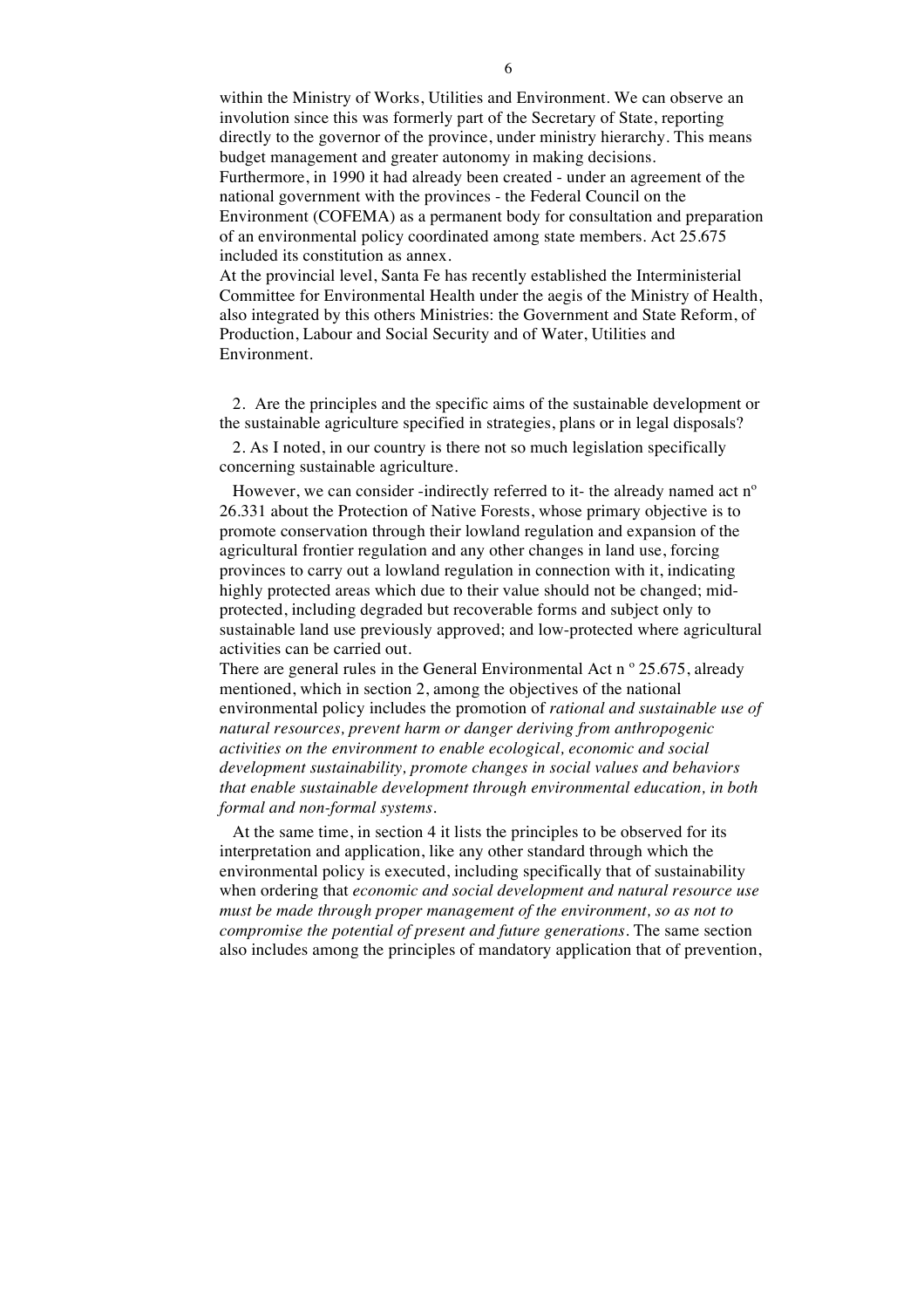within the Ministry of Works, Utilities and Environment. We can observe an involution since this was formerly part of the Secretary of State, reporting directly to the governor of the province, under ministry hierarchy. This means budget management and greater autonomy in making decisions.
Furthermore, in 1990 it had already been created - under an agreement of the national government with the provinces - the Federal Council on the Environment (COFEMA) as a permanent body for consultation and preparation of an environmental policy coordinated among state members. Act 25.675 included its constitution as annex.
At the provincial level, Santa Fe has recently established the Interministerial Committee for Environmental Health under the aegis of the Ministry of Health, also integrated by this others Ministries: the Government and State Reform, of Production, Labour and Social Security and of Water, Utilities and Environment.

2. Are the principles and the specific aims of the sustainable development or the sustainable agriculture specified in strategies, plans or in legal disposals?

2. As I noted, in our country is there not so much legislation specifically concerning sustainable agriculture.

However, we can consider -indirectly referred to it- the already named act nº 26.331 about the Protection of Native Forests, whose primary objective is to promote conservation through their lowland regulation and expansion of the agricultural frontier regulation and any other changes in land use, forcing provinces to carry out a lowland regulation in connection with it, indicating highly protected areas which due to their value should not be changed; mid-protected, including degraded but recoverable forms and subject only to sustainable land use previously approved; and low-protected where agricultural activities can be carried out.
There are general rules in the General Environmental Act n º 25.675, already mentioned, which in section 2, among the objectives of the national environmental policy includes the promotion of *rational and sustainable use of natural resources, prevent harm or danger deriving from anthropogenic activities on the environment to enable ecological, economic and social development sustainability, promote changes in social values and behaviors that enable sustainable development through environmental education, in both formal and non-formal systems*.

At the same time, in section 4 it lists the principles to be observed for its interpretation and application, like any other standard through which the environmental policy is executed, including specifically that of sustainability when ordering that *economic and social development and natural resource use must be made through proper management of the environment, so as not to compromise the potential of present and future generations*. The same section also includes among the principles of mandatory application that of prevention,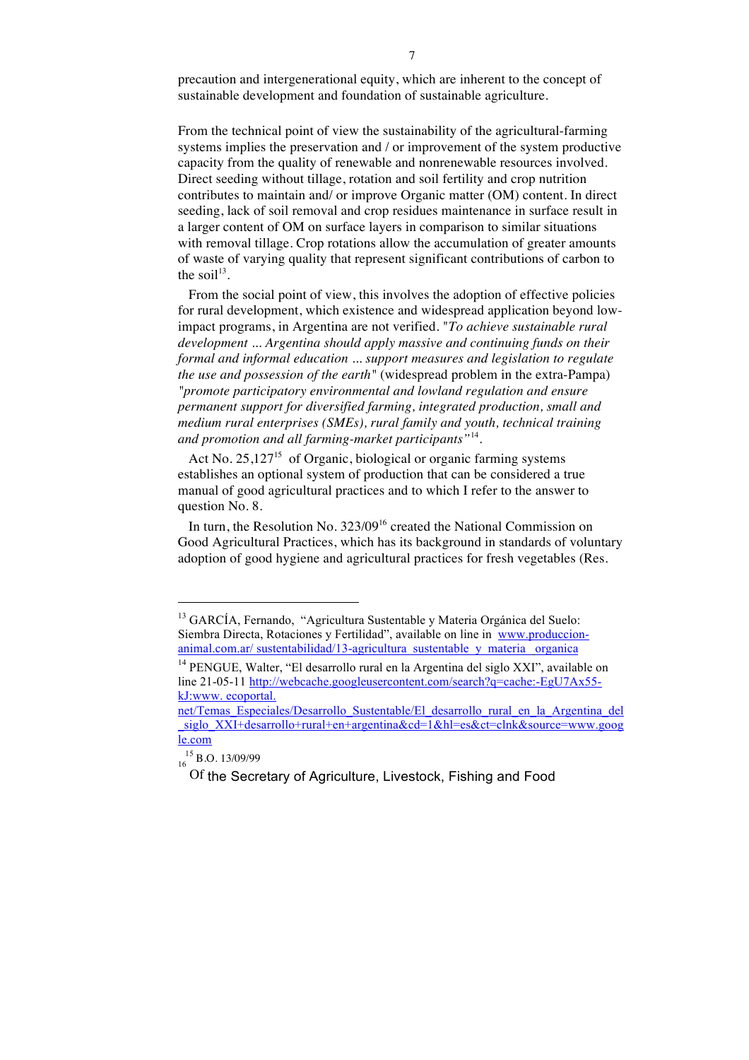precaution and intergenerational equity, which are inherent to the concept of sustainable development and foundation of sustainable agriculture.

From the technical point of view the sustainability of the agricultural-farming systems implies the preservation and / or improvement of the system productive capacity from the quality of renewable and nonrenewable resources involved. Direct seeding without tillage, rotation and soil fertility and crop nutrition contributes to maintain and/ or improve Organic matter (OM) content. In direct seeding, lack of soil removal and crop residues maintenance in surface result in a larger content of OM on surface layers in comparison to similar situations with removal tillage. Crop rotations allow the accumulation of greater amounts of waste of varying quality that represent significant contributions of carbon to the soil[13].

From the social point of view, this involves the adoption of effective policies for rural development, which existence and widespread application beyond low-impact programs, in Argentina are not verified. "*To achieve sustainable rural development ... Argentina should apply massive and continuing funds on their formal and informal education ... support measures and legislation to regulate the use and possession of the earth*" (widespread problem in the extra-Pampa) *"promote participatory environmental and lowland regulation and ensure permanent support for diversified farming, integrated production, small and medium rural enterprises (SMEs), rural family and youth, technical training and promotion and all farming-market participants"*[14].

Act No. 25,127[15] of Organic, biological or organic farming systems establishes an optional system of production that can be considered a true manual of good agricultural practices and to which I refer to the answer to question No. 8.

In turn, the Resolution No. 323/09[16] created the National Commission on Good Agricultural Practices, which has its background in standards of voluntary adoption of good hygiene and agricultural practices for fresh vegetables (Res.

---

[13] GARCÍA, Fernando, "Agricultura Sustentable y Materia Orgánica del Suelo: Siembra Directa, Rotaciones y Fertilidad", available on line in www.produccion-animal.com.ar/ sustentabilidad/13-agricultura_sustentable_y_materia_organica

[14] PENGUE, Walter, "El desarrollo rural en la Argentina del siglo XXI", available on line 21-05-11 http://webcache.googleusercontent.com/search?q=cache:-EgU7Ax55-kJ:www. ecoportal. net/Temas_Especiales/Desarrollo_Sustentable/El_desarrollo_rural_en_la_Argentina_del_siglo_XXI+desarrollo+rural+en+argentina&cd=1&hl=es&ct=clnk&source=www.google.com

[15] B.O. 13/09/99

[16] Of the Secretary of Agriculture, Livestock, Fishing and Food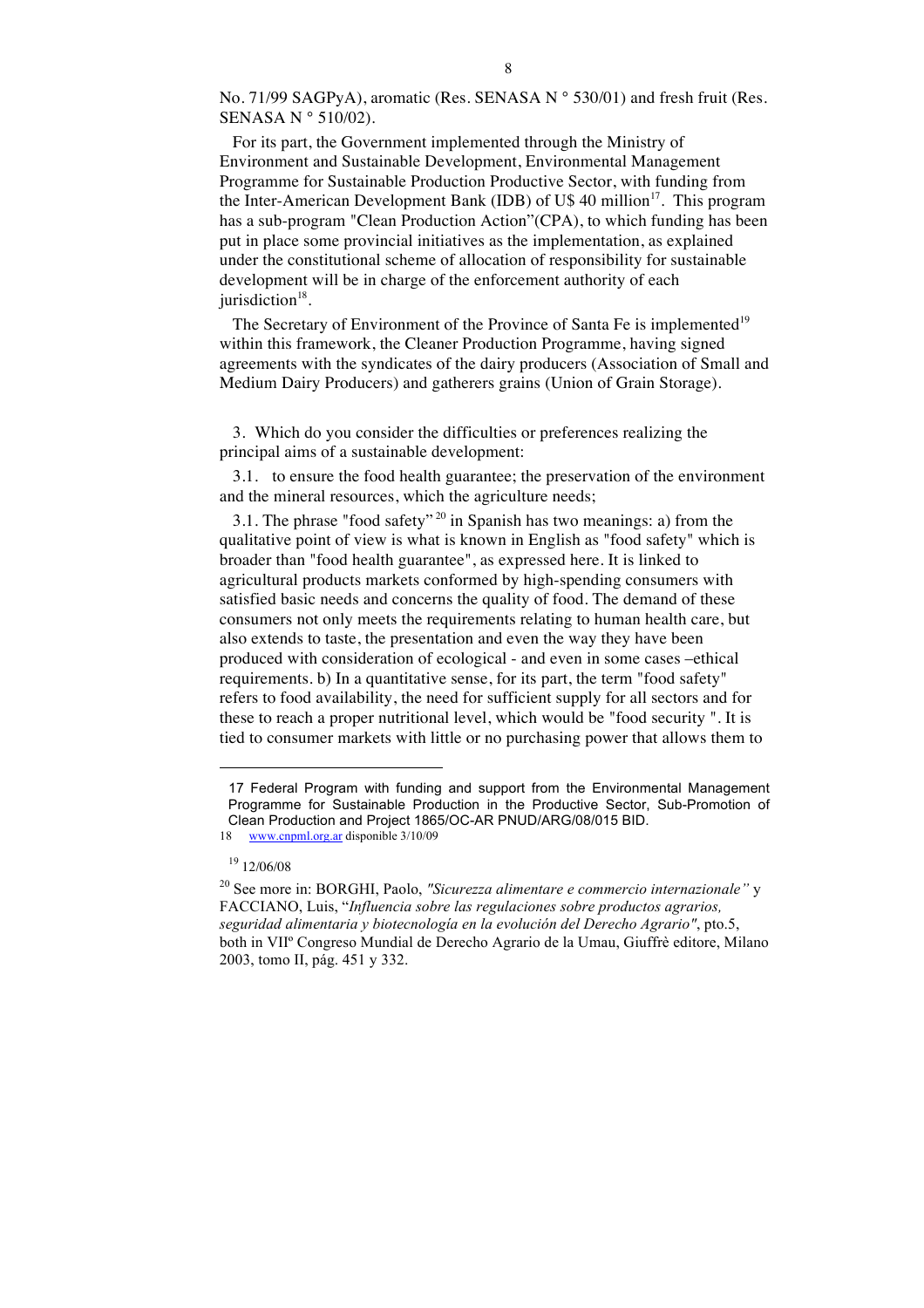No. 71/99 SAGPyA), aromatic (Res. SENASA N ° 530/01) and fresh fruit (Res. SENASA N ° 510/02).

For its part, the Government implemented through the Ministry of Environment and Sustainable Development, Environmental Management Programme for Sustainable Production Productive Sector, with funding from the Inter-American Development Bank (IDB) of U$ 40 million[17]. This program has a sub-program "Clean Production Action"(CPA), to which funding has been put in place some provincial initiatives as the implementation, as explained under the constitutional scheme of allocation of responsibility for sustainable development will be in charge of the enforcement authority of each jurisdiction[18].

The Secretary of Environment of the Province of Santa Fe is implemented[19] within this framework, the Cleaner Production Programme, having signed agreements with the syndicates of the dairy producers (Association of Small and Medium Dairy Producers) and gatherers grains (Union of Grain Storage).

3. Which do you consider the difficulties or preferences realizing the principal aims of a sustainable development:

3.1. to ensure the food health guarantee; the preservation of the environment and the mineral resources, which the agriculture needs;

3.1. The phrase "food safety"[20] in Spanish has two meanings: a) from the qualitative point of view is what is known in English as "food safety" which is broader than "food health guarantee", as expressed here. It is linked to agricultural products markets conformed by high-spending consumers with satisfied basic needs and concerns the quality of food. The demand of these consumers not only meets the requirements relating to human health care, but also extends to taste, the presentation and even the way they have been produced with consideration of ecological - and even in some cases –ethical requirements. b) In a quantitative sense, for its part, the term "food safety" refers to food availability, the need for sufficient supply for all sectors and for these to reach a proper nutritional level, which would be "food security ". It is tied to consumer markets with little or no purchasing power that allows them to

---

17 Federal Program with funding and support from the Environmental Management Programme for Sustainable Production in the Productive Sector, Sub-Promotion of Clean Production and Project 1865/OC-AR PNUD/ARG/08/015 BID.

18 www.cnpml.org.ar disponible 3/10/09

19 12/06/08

20 See more in: BORGHI, Paolo, *"Sicurezza alimentare e commercio internazionale"* y FACCIANO, Luis, "*Influencia sobre las regulaciones sobre productos agrarios, seguridad alimentaria y biotecnología en la evolución del Derecho Agrario"*, pto.5, both in VIIº Congreso Mundial de Derecho Agrario de la Umau, Giuffrè editore, Milano 2003, tomo II, pág. 451 y 332.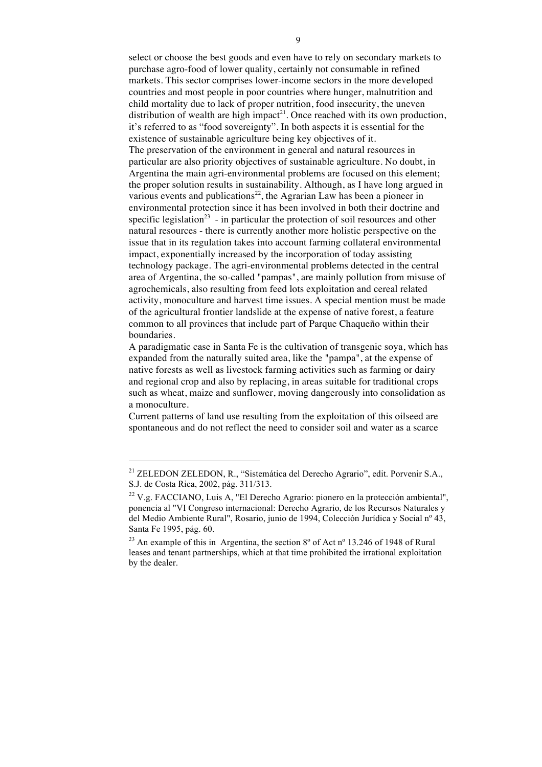select or choose the best goods and even have to rely on secondary markets to purchase agro-food of lower quality, certainly not consumable in refined markets. This sector comprises lower-income sectors in the more developed countries and most people in poor countries where hunger, malnutrition and child mortality due to lack of proper nutrition, food insecurity, the uneven distribution of wealth are high impact[21]. Once reached with its own production, it's referred to as "food sovereignty". In both aspects it is essential for the existence of sustainable agriculture being key objectives of it.

The preservation of the environment in general and natural resources in particular are also priority objectives of sustainable agriculture. No doubt, in Argentina the main agri-environmental problems are focused on this element; the proper solution results in sustainability. Although, as I have long argued in various events and publications[22], the Agrarian Law has been a pioneer in environmental protection since it has been involved in both their doctrine and specific legislation[23] - in particular the protection of soil resources and other natural resources - there is currently another more holistic perspective on the issue that in its regulation takes into account farming collateral environmental impact, exponentially increased by the incorporation of today assisting technology package. The agri-environmental problems detected in the central area of Argentina, the so-called "pampas", are mainly pollution from misuse of agrochemicals, also resulting from feed lots exploitation and cereal related activity, monoculture and harvest time issues. A special mention must be made of the agricultural frontier landslide at the expense of native forest, a feature common to all provinces that include part of Parque Chaqueño within their boundaries.

A paradigmatic case in Santa Fe is the cultivation of transgenic soya, which has expanded from the naturally suited area, like the "pampa", at the expense of native forests as well as livestock farming activities such as farming or dairy and regional crop and also by replacing, in areas suitable for traditional crops such as wheat, maize and sunflower, moving dangerously into consolidation as a monoculture.

Current patterns of land use resulting from the exploitation of this oilseed are spontaneous and do not reflect the need to consider soil and water as a scarce

---

[21] ZELEDON ZELEDON, R., "Sistemática del Derecho Agrario", edit. Porvenir S.A., S.J. de Costa Rica, 2002, pág. 311/313.

[22] V.g. FACCIANO, Luis A, "El Derecho Agrario: pionero en la protección ambiental", ponencia al "VI Congreso internacional: Derecho Agrario, de los Recursos Naturales y del Medio Ambiente Rural", Rosario, junio de 1994, Colección Jurídica y Social nº 43, Santa Fe 1995, pág. 60.

[23] An example of this in Argentina, the section 8º of Act nº 13.246 of 1948 of Rural leases and tenant partnerships, which at that time prohibited the irrational exploitation by the dealer.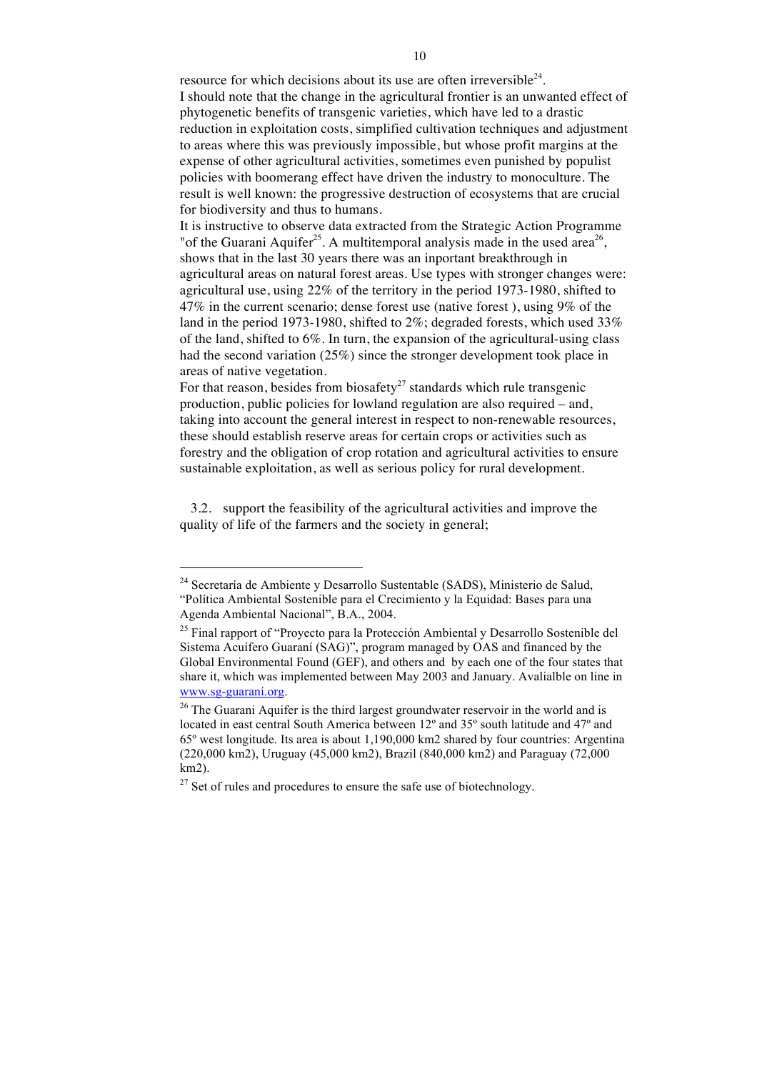resource for which decisions about its use are often irreversible[24].
I should note that the change in the agricultural frontier is an unwanted effect of phytogenetic benefits of transgenic varieties, which have led to a drastic reduction in exploitation costs, simplified cultivation techniques and adjustment to areas where this was previously impossible, but whose profit margins at the expense of other agricultural activities, sometimes even punished by populist policies with boomerang effect have driven the industry to monoculture. The result is well known: the progressive destruction of ecosystems that are crucial for biodiversity and thus to humans.
It is instructive to observe data extracted from the Strategic Action Programme "of the Guarani Aquifer[25]. A multitemporal analysis made in the used area[26], shows that in the last 30 years there was an inportant breakthrough in agricultural areas on natural forest areas. Use types with stronger changes were: agricultural use, using 22% of the territory in the period 1973-1980, shifted to 47% in the current scenario; dense forest use (native forest ), using 9% of the land in the period 1973-1980, shifted to 2%; degraded forests, which used 33% of the land, shifted to 6%. In turn, the expansion of the agricultural-using class had the second variation (25%) since the stronger development took place in areas of native vegetation.
For that reason, besides from biosafety[27] standards which rule transgenic production, public policies for lowland regulation are also required – and, taking into account the general interest in respect to non-renewable resources, these should establish reserve areas for certain crops or activities such as forestry and the obligation of crop rotation and agricultural activities to ensure sustainable exploitation, as well as serious policy for rural development.

3.2. support the feasibility of the agricultural activities and improve the quality of life of the farmers and the society in general;

---

[24] Secretaría de Ambiente y Desarrollo Sustentable (SADS), Ministerio de Salud, "Política Ambiental Sostenible para el Crecimiento y la Equidad: Bases para una Agenda Ambiental Nacional", B.A., 2004.

[25] Final rapport of "Proyecto para la Protección Ambiental y Desarrollo Sostenible del Sistema Acuífero Guaraní (SAG)", program managed by OAS and financed by the Global Environmental Found (GEF), and others and by each one of the four states that share it, which was implemented between May 2003 and January. Avalialble on line in www.sg-guaraní.org.

[26] The Guarani Aquifer is the third largest groundwater reservoir in the world and is located in east central South America between 12º and 35º south latitude and 47º and 65º west longitude. Its area is about 1,190,000 km2 shared by four countries: Argentina (220,000 km2), Uruguay (45,000 km2), Brazil (840,000 km2) and Paraguay (72,000 km2).

[27] Set of rules and procedures to ensure the safe use of biotechnology.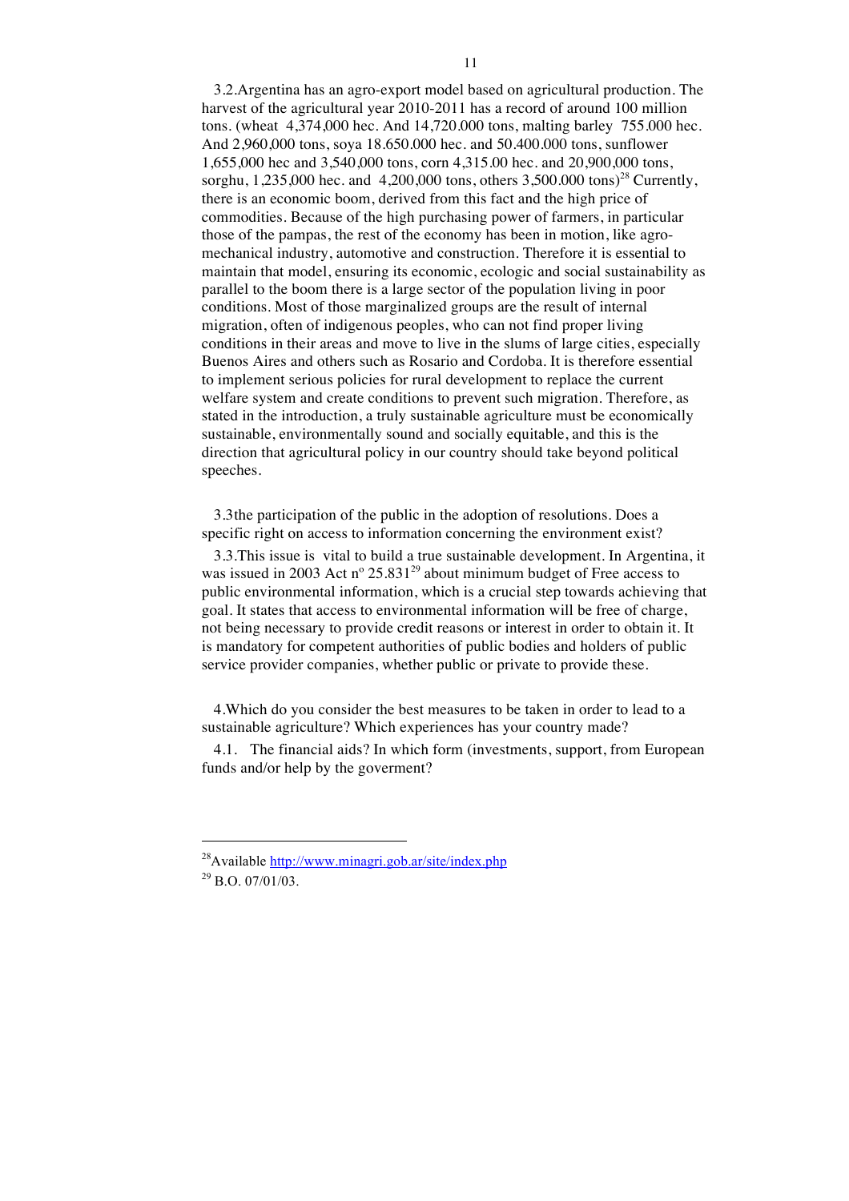3.2.Argentina has an agro-export model based on agricultural production. The harvest of the agricultural year 2010-2011 has a record of around 100 million tons. (wheat 4,374,000 hec. And 14,720.000 tons, malting barley 755.000 hec. And 2,960,000 tons, soya 18.650.000 hec. and 50.400.000 tons, sunflower 1,655,000 hec and 3,540,000 tons, corn 4,315.00 hec. and 20,900,000 tons, sorghu, 1,235,000 hec. and 4,200,000 tons, others 3,500.000 tons)[28] Currently, there is an economic boom, derived from this fact and the high price of commodities. Because of the high purchasing power of farmers, in particular those of the pampas, the rest of the economy has been in motion, like agro-mechanical industry, automotive and construction. Therefore it is essential to maintain that model, ensuring its economic, ecologic and social sustainability as parallel to the boom there is a large sector of the population living in poor conditions. Most of those marginalized groups are the result of internal migration, often of indigenous peoples, who can not find proper living conditions in their areas and move to live in the slums of large cities, especially Buenos Aires and others such as Rosario and Cordoba. It is therefore essential to implement serious policies for rural development to replace the current welfare system and create conditions to prevent such migration. Therefore, as stated in the introduction, a truly sustainable agriculture must be economically sustainable, environmentally sound and socially equitable, and this is the direction that agricultural policy in our country should take beyond political speeches.

3.3the participation of the public in the adoption of resolutions. Does a specific right on access to information concerning the environment exist?

3.3.This issue is vital to build a true sustainable development. In Argentina, it was issued in 2003 Act nº 25.831[29] about minimum budget of Free access to public environmental information, which is a crucial step towards achieving that goal. It states that access to environmental information will be free of charge, not being necessary to provide credit reasons or interest in order to obtain it. It is mandatory for competent authorities of public bodies and holders of public service provider companies, whether public or private to provide these.

4.Which do you consider the best measures to be taken in order to lead to a sustainable agriculture? Which experiences has your country made?

4.1. The financial aids? In which form (investments, support, from European funds and/or help by the goverment?

---

[28] Available http://www.minagri.gob.ar/site/index.php

[29] B.O. 07/01/03.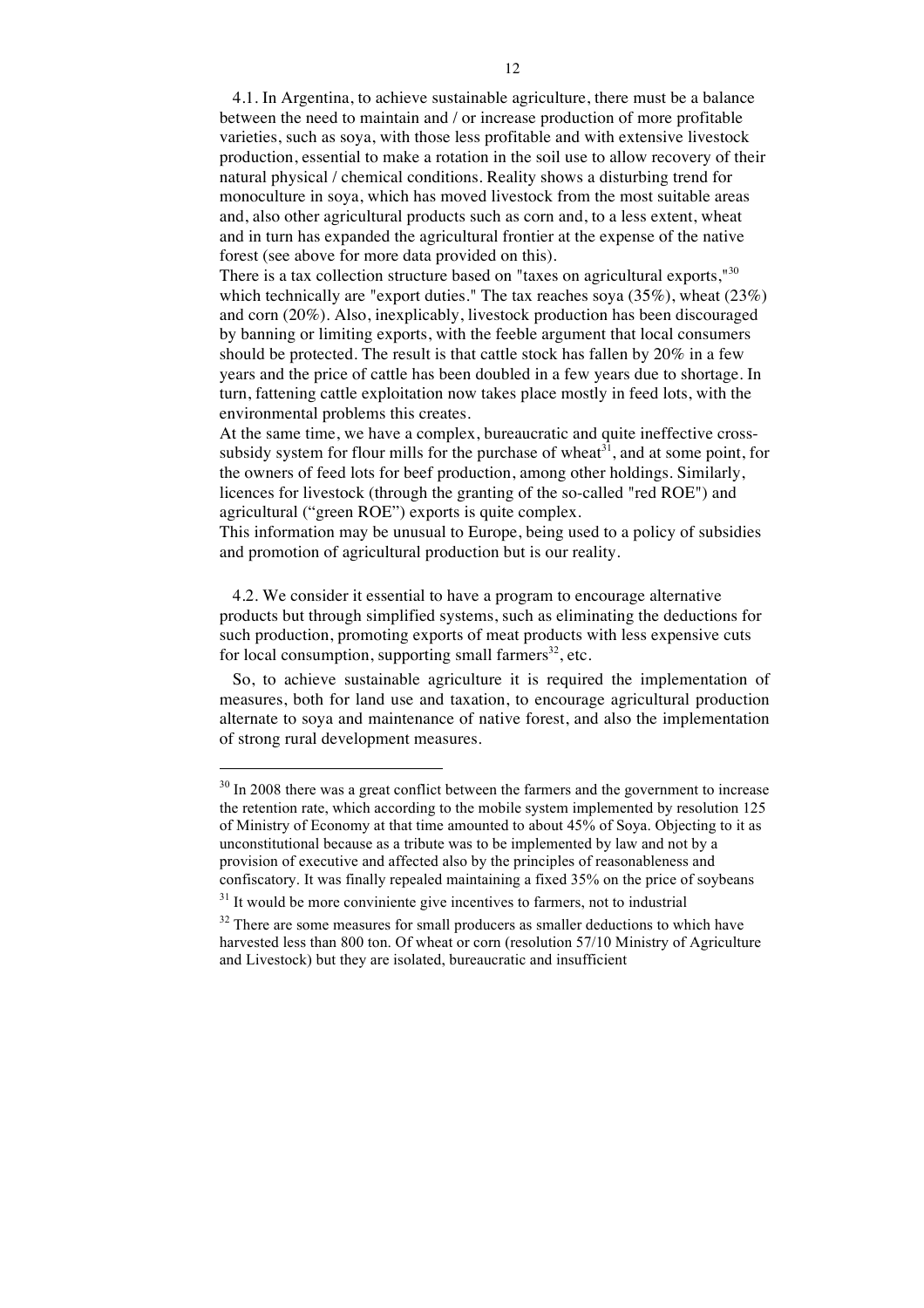4.1. In Argentina, to achieve sustainable agriculture, there must be a balance between the need to maintain and / or increase production of more profitable varieties, such as soya, with those less profitable and with extensive livestock production, essential to make a rotation in the soil use to allow recovery of their natural physical / chemical conditions. Reality shows a disturbing trend for monoculture in soya, which has moved livestock from the most suitable areas and, also other agricultural products such as corn and, to a less extent, wheat and in turn has expanded the agricultural frontier at the expense of the native forest (see above for more data provided on this).

There is a tax collection structure based on "taxes on agricultural exports,"[30] which technically are "export duties." The tax reaches soya (35%), wheat (23%) and corn (20%). Also, inexplicably, livestock production has been discouraged by banning or limiting exports, with the feeble argument that local consumers should be protected. The result is that cattle stock has fallen by 20% in a few years and the price of cattle has been doubled in a few years due to shortage. In turn, fattening cattle exploitation now takes place mostly in feed lots, with the environmental problems this creates.

At the same time, we have a complex, bureaucratic and quite ineffective cross-subsidy system for flour mills for the purchase of wheat[31], and at some point, for the owners of feed lots for beef production, among other holdings. Similarly, licences for livestock (through the granting of the so-called "red ROE") and agricultural ("green ROE") exports is quite complex.

This information may be unusual to Europe, being used to a policy of subsidies and promotion of agricultural production but is our reality.

4.2. We consider it essential to have a program to encourage alternative products but through simplified systems, such as eliminating the deductions for such production, promoting exports of meat products with less expensive cuts for local consumption, supporting small farmers[32], etc.

So, to achieve sustainable agriculture it is required the implementation of measures, both for land use and taxation, to encourage agricultural production alternate to soya and maintenance of native forest, and also the implementation of strong rural development measures.

---

[30] In 2008 there was a great conflict between the farmers and the government to increase the retention rate, which according to the mobile system implemented by resolution 125 of Ministry of Economy at that time amounted to about 45% of Soya. Objecting to it as unconstitutional because as a tribute was to be implemented by law and not by a provision of executive and affected also by the principles of reasonableness and confiscatory. It was finally repealed maintaining a fixed 35% on the price of soybeans

[31] It would be more conviniente give incentives to farmers, not to industrial

[32] There are some measures for small producers as smaller deductions to which have harvested less than 800 ton. Of wheat or corn (resolution 57/10 Ministry of Agriculture and Livestock) but they are isolated, bureaucratic and insufficient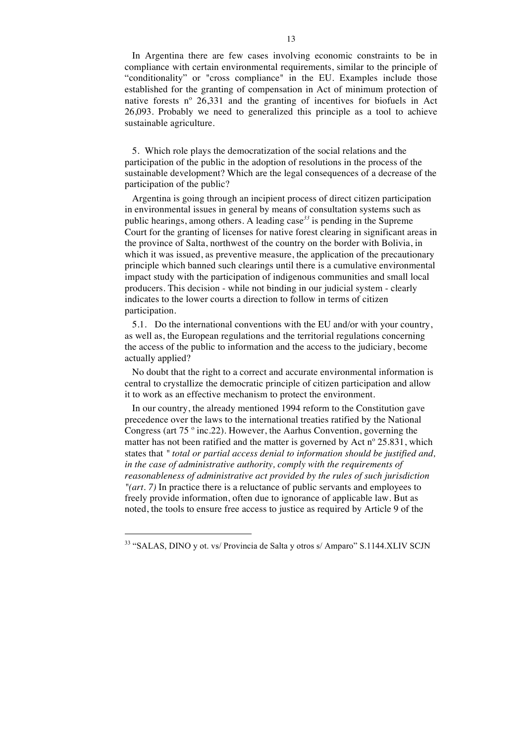In Argentina there are few cases involving economic constraints to be in compliance with certain environmental requirements, similar to the principle of "conditionality" or "cross compliance" in the EU. Examples include those established for the granting of compensation in Act of minimum protection of native forests nº 26,331 and the granting of incentives for biofuels in Act 26,093. Probably we need to generalized this principle as a tool to achieve sustainable agriculture.

5. Which role plays the democratization of the social relations and the participation of the public in the adoption of resolutions in the process of the sustainable development? Which are the legal consequences of a decrease of the participation of the public?

Argentina is going through an incipient process of direct citizen participation in environmental issues in general by means of consultation systems such as public hearings, among others. A leading case[33] is pending in the Supreme Court for the granting of licenses for native forest clearing in significant areas in the province of Salta, northwest of the country on the border with Bolivia, in which it was issued, as preventive measure, the application of the precautionary principle which banned such clearings until there is a cumulative environmental impact study with the participation of indigenous communities and small local producers. This decision - while not binding in our judicial system - clearly indicates to the lower courts a direction to follow in terms of citizen participation.

5.1. Do the international conventions with the EU and/or with your country, as well as, the European regulations and the territorial regulations concerning the access of the public to information and the access to the judiciary, become actually applied?

No doubt that the right to a correct and accurate environmental information is central to crystallize the democratic principle of citizen participation and allow it to work as an effective mechanism to protect the environment.

In our country, the already mentioned 1994 reform to the Constitution gave precedence over the laws to the international treaties ratified by the National Congress (art 75 º inc.22). However, the Aarhus Convention, governing the matter has not been ratified and the matter is governed by Act nº 25.831, which states that " *total or partial access denial to information should be justified and, in the case of administrative authority, comply with the requirements of reasonableness of administrative act provided by the rules of such jurisdiction "(art. 7)* In practice there is a reluctance of public servants and employees to freely provide information, often due to ignorance of applicable law. But as noted, the tools to ensure free access to justice as required by Article 9 of the

[33] "SALAS, DINO y ot. vs/ Provincia de Salta y otros s/ Amparo" S.1144.XLIV SCJN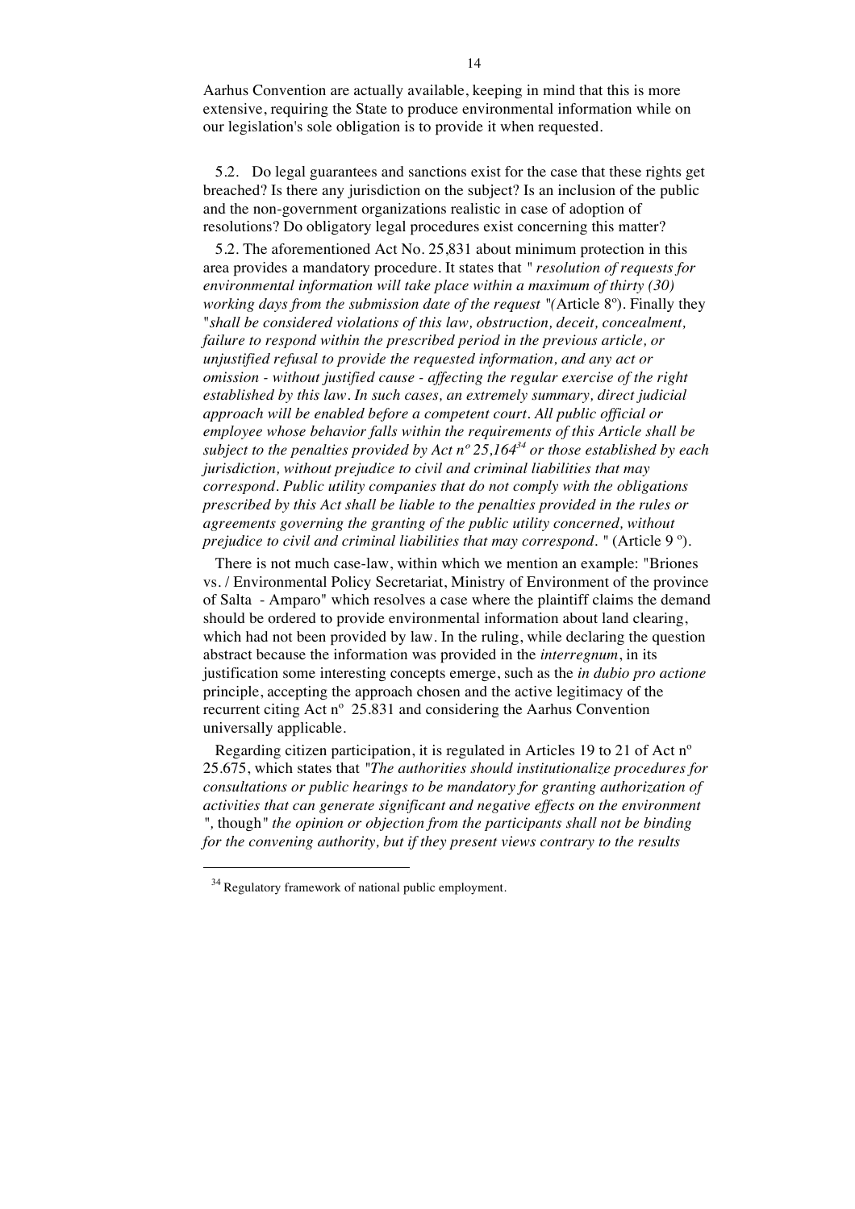Aarhus Convention are actually available, keeping in mind that this is more extensive, requiring the State to produce environmental information while on our legislation's sole obligation is to provide it when requested.

5.2. Do legal guarantees and sanctions exist for the case that these rights get breached? Is there any jurisdiction on the subject? Is an inclusion of the public and the non-government organizations realistic in case of adoption of resolutions? Do obligatory legal procedures exist concerning this matter?

5.2. The aforementioned Act No. 25,831 about minimum protection in this area provides a mandatory procedure. It states that " *resolution of requests for environmental information will take place within a maximum of thirty (30) working days from the submission date of the request* "(Article 8º). Finally they "*shall be considered violations of this law, obstruction, deceit, concealment, failure to respond within the prescribed period in the previous article, or unjustified refusal to provide the requested information, and any act or omission - without justified cause - affecting the regular exercise of the right established by this law. In such cases, an extremely summary, direct judicial approach will be enabled before a competent court. All public official or employee whose behavior falls within the requirements of this Article shall be subject to the penalties provided by Act nº 25,164*[34] *or those established by each jurisdiction, without prejudice to civil and criminal liabilities that may correspond. Public utility companies that do not comply with the obligations prescribed by this Act shall be liable to the penalties provided in the rules or agreements governing the granting of the public utility concerned, without prejudice to civil and criminal liabilities that may correspond.* " (Article 9 º).

There is not much case-law, within which we mention an example: "Briones vs. / Environmental Policy Secretariat, Ministry of Environment of the province of Salta - Amparo" which resolves a case where the plaintiff claims the demand should be ordered to provide environmental information about land clearing, which had not been provided by law. In the ruling, while declaring the question abstract because the information was provided in the *interregnum*, in its justification some interesting concepts emerge, such as the *in dubio pro actione* principle, accepting the approach chosen and the active legitimacy of the recurrent citing Act nº 25.831 and considering the Aarhus Convention universally applicable.

Regarding citizen participation, it is regulated in Articles 19 to 21 of Act nº 25.675, which states that *"The authorities should institutionalize procedures for consultations or public hearings to be mandatory for granting authorization of activities that can generate significant and negative effects on the environment "*, though*" the opinion or objection from the participants shall not be binding for the convening authority, but if they present views contrary to the results*

---

[34] Regulatory framework of national public employment.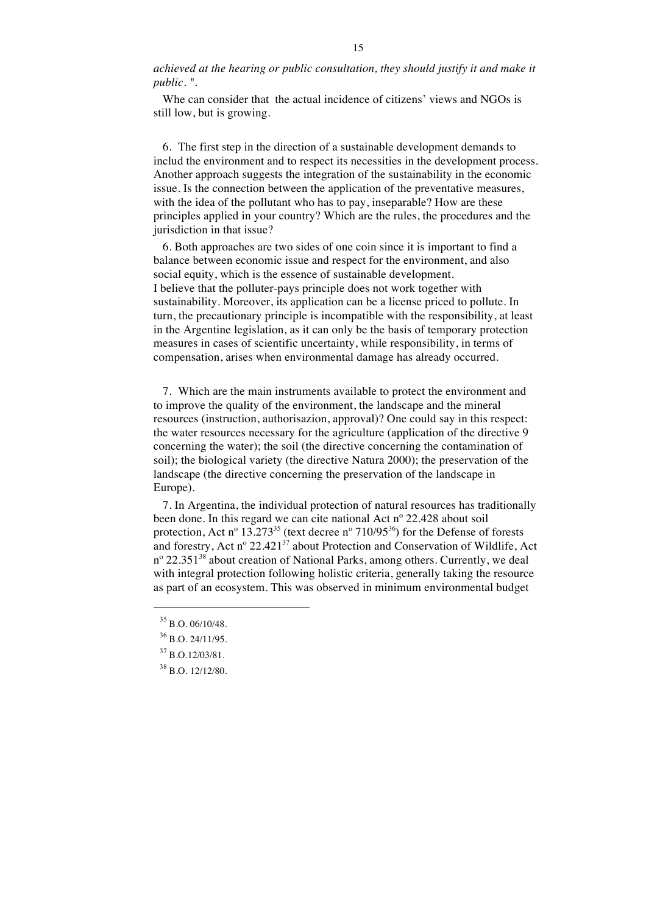*achieved at the hearing or public consultation, they should justify it and make it public.* ".

Whe can consider that the actual incidence of citizens' views and NGOs is still low, but is growing.

6. The first step in the direction of a sustainable development demands to includ the environment and to respect its necessities in the development process. Another approach suggests the integration of the sustainability in the economic issue. Is the connection between the application of the preventative measures, with the idea of the pollutant who has to pay, inseparable? How are these principles applied in your country? Which are the rules, the procedures and the jurisdiction in that issue?

6. Both approaches are two sides of one coin since it is important to find a balance between economic issue and respect for the environment, and also social equity, which is the essence of sustainable development.
I believe that the polluter-pays principle does not work together with sustainability. Moreover, its application can be a license priced to pollute. In turn, the precautionary principle is incompatible with the responsibility, at least in the Argentine legislation, as it can only be the basis of temporary protection measures in cases of scientific uncertainty, while responsibility, in terms of compensation, arises when environmental damage has already occurred.

7. Which are the main instruments available to protect the environment and to improve the quality of the environment, the landscape and the mineral resources (instruction, authorisazion, approval)? One could say in this respect: the water resources necessary for the agriculture (application of the directive 9 concerning the water); the soil (the directive concerning the contamination of soil); the biological variety (the directive Natura 2000); the preservation of the landscape (the directive concerning the preservation of the landscape in Europe).

7. In Argentina, the individual protection of natural resources has traditionally been done. In this regard we can cite national Act nº 22.428 about soil protection, Act nº 13.273[35] (text decree nº 710/95[36]) for the Defense of forests and forestry, Act nº 22.421[37] about Protection and Conservation of Wildlife, Act nº 22.351[38] about creation of National Parks, among others. Currently, we deal with integral protection following holistic criteria, generally taking the resource as part of an ecosystem. This was observed in minimum environmental budget

[35] B.O. 06/10/48.

[36] B.O. 24/11/95.

[37] B.O.12/03/81.

[38] B.O. 12/12/80.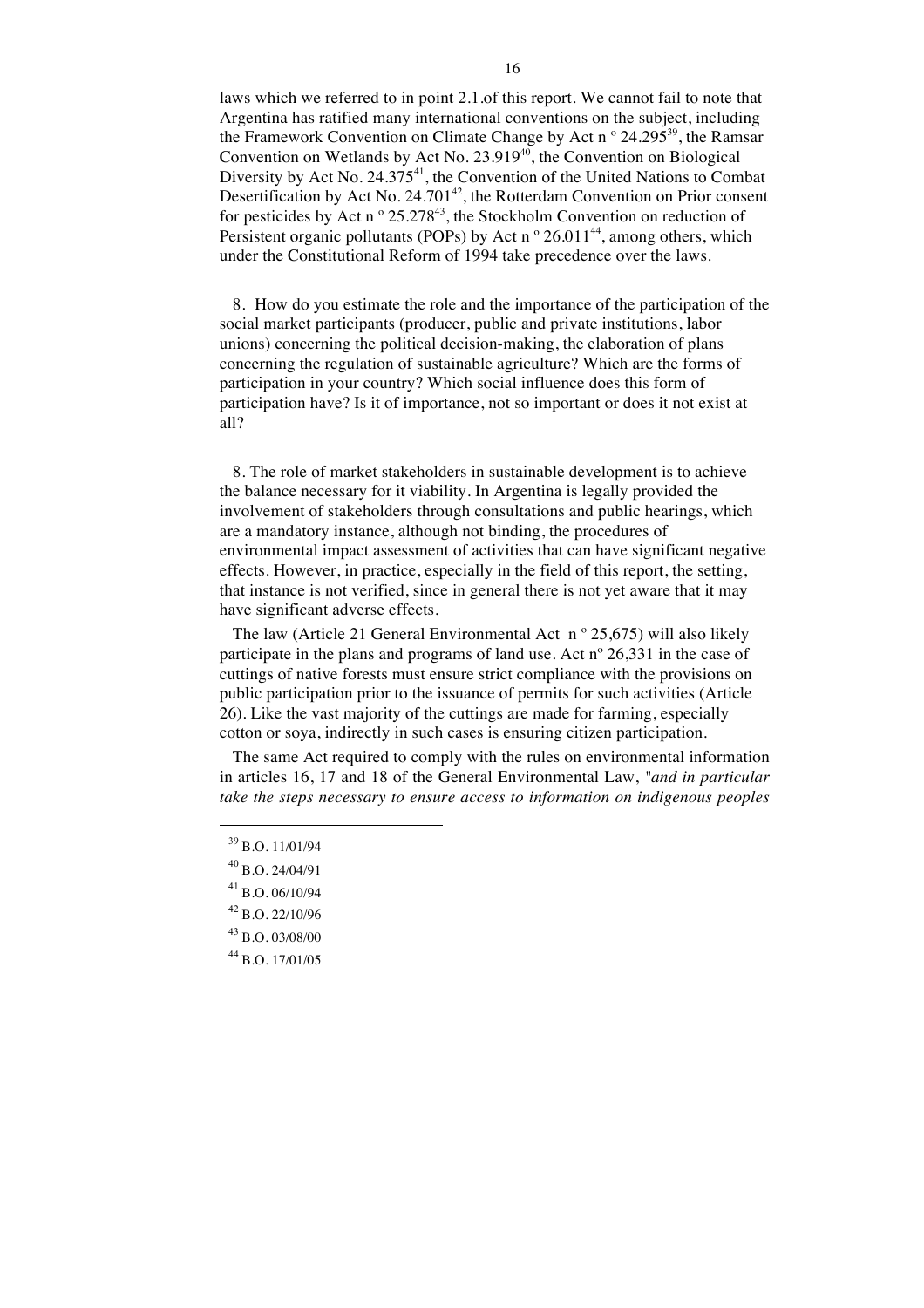laws which we referred to in point 2.1.of this report. We cannot fail to note that Argentina has ratified many international conventions on the subject, including the Framework Convention on Climate Change by Act n º 24.295[39], the Ramsar Convention on Wetlands by Act No. 23.919[40], the Convention on Biological Diversity by Act No. 24.375[41], the Convention of the United Nations to Combat Desertification by Act No. 24.701[42], the Rotterdam Convention on Prior consent for pesticides by Act n º 25.278[43], the Stockholm Convention on reduction of Persistent organic pollutants (POPs) by Act n º 26.011[44], among others, which under the Constitutional Reform of 1994 take precedence over the laws.

8. How do you estimate the role and the importance of the participation of the social market participants (producer, public and private institutions, labor unions) concerning the political decision-making, the elaboration of plans concerning the regulation of sustainable agriculture? Which are the forms of participation in your country? Which social influence does this form of participation have? Is it of importance, not so important or does it not exist at all?

8. The role of market stakeholders in sustainable development is to achieve the balance necessary for it viability. In Argentina is legally provided the involvement of stakeholders through consultations and public hearings, which are a mandatory instance, although not binding, the procedures of environmental impact assessment of activities that can have significant negative effects. However, in practice, especially in the field of this report, the setting, that instance is not verified, since in general there is not yet aware that it may have significant adverse effects.

The law (Article 21 General Environmental Act n º 25,675) will also likely participate in the plans and programs of land use. Act nº 26,331 in the case of cuttings of native forests must ensure strict compliance with the provisions on public participation prior to the issuance of permits for such activities (Article 26). Like the vast majority of the cuttings are made for farming, especially cotton or soya, indirectly in such cases is ensuring citizen participation.

The same Act required to comply with the rules on environmental information in articles 16, 17 and 18 of the General Environmental Law, *"and in particular take the steps necessary to ensure access to information on indigenous peoples*

---

[39] B.O. 11/01/94

[40] B.O. 24/04/91

[41] B.O. 06/10/94

[42] B.O. 22/10/96

[43] B.O. 03/08/00

[44] B.O. 17/01/05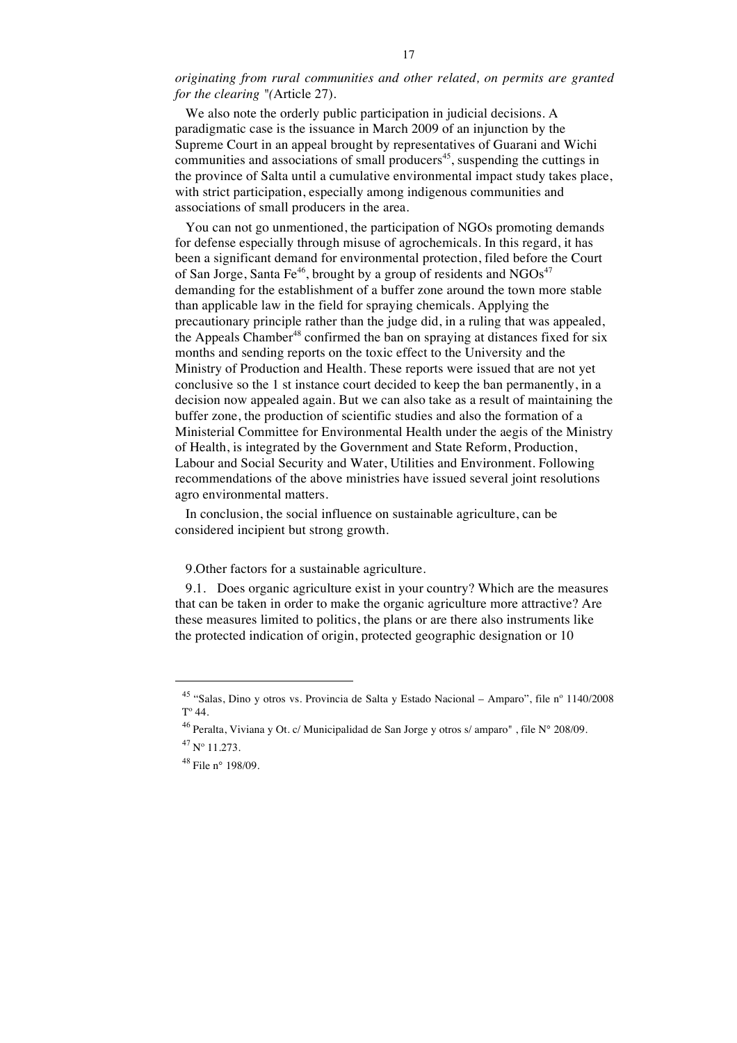*originating from rural communities and other related, on permits are granted for the clearing "(*Article 27).

We also note the orderly public participation in judicial decisions. A paradigmatic case is the issuance in March 2009 of an injunction by the Supreme Court in an appeal brought by representatives of Guarani and Wichi communities and associations of small producers[45], suspending the cuttings in the province of Salta until a cumulative environmental impact study takes place, with strict participation, especially among indigenous communities and associations of small producers in the area.

You can not go unmentioned, the participation of NGOs promoting demands for defense especially through misuse of agrochemicals. In this regard, it has been a significant demand for environmental protection, filed before the Court of San Jorge, Santa Fe[46], brought by a group of residents and NGOs[47] demanding for the establishment of a buffer zone around the town more stable than applicable law in the field for spraying chemicals. Applying the precautionary principle rather than the judge did, in a ruling that was appealed, the Appeals Chamber[48] confirmed the ban on spraying at distances fixed for six months and sending reports on the toxic effect to the University and the Ministry of Production and Health. These reports were issued that are not yet conclusive so the 1 st instance court decided to keep the ban permanently, in a decision now appealed again. But we can also take as a result of maintaining the buffer zone, the production of scientific studies and also the formation of a Ministerial Committee for Environmental Health under the aegis of the Ministry of Health, is integrated by the Government and State Reform, Production, Labour and Social Security and Water, Utilities and Environment. Following recommendations of the above ministries have issued several joint resolutions agro environmental matters.

In conclusion, the social influence on sustainable agriculture, can be considered incipient but strong growth.

9.Other factors for a sustainable agriculture.

9.1. Does organic agriculture exist in your country? Which are the measures that can be taken in order to make the organic agriculture more attractive? Are these measures limited to politics, the plans or are there also instruments like the protected indication of origin, protected geographic designation or 10

---

[45] "Salas, Dino y otros vs. Provincia de Salta y Estado Nacional – Amparo", file nº 1140/2008 Tº 44.

[46] Peralta, Viviana y Ot. c/ Municipalidad de San Jorge y otros s/ amparo" , file N° 208/09.

[47] Nº 11.273.

[48] File nº 198/09.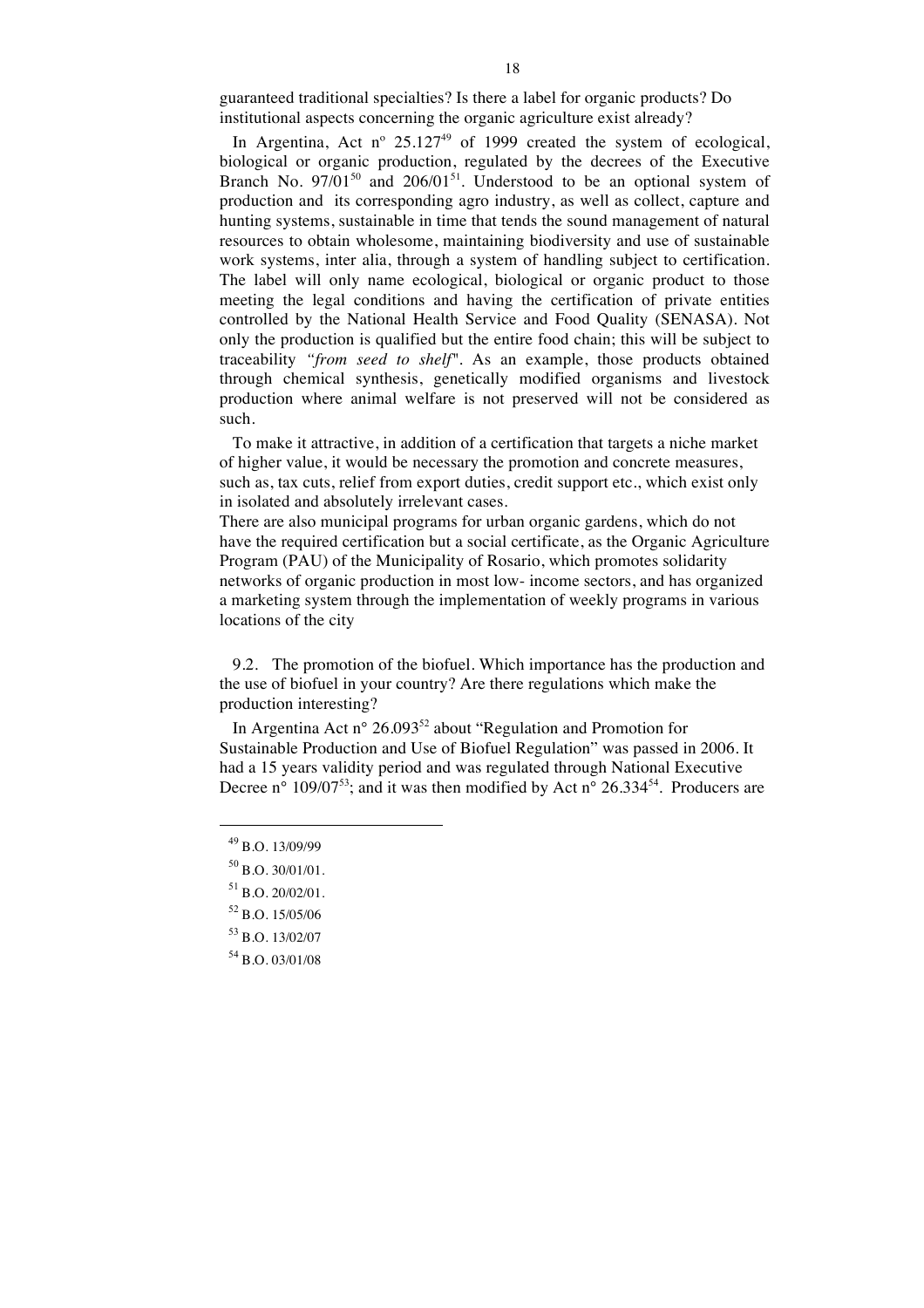guaranteed traditional specialties? Is there a label for organic products? Do institutional aspects concerning the organic agriculture exist already?

In Argentina, Act nº 25.127[49] of 1999 created the system of ecological, biological or organic production, regulated by the decrees of the Executive Branch No. 97/01[50] and 206/01[51]. Understood to be an optional system of production and its corresponding agro industry, as well as collect, capture and hunting systems, sustainable in time that tends the sound management of natural resources to obtain wholesome, maintaining biodiversity and use of sustainable work systems, inter alia, through a system of handling subject to certification. The label will only name ecological, biological or organic product to those meeting the legal conditions and having the certification of private entities controlled by the National Health Service and Food Quality (SENASA). Not only the production is qualified but the entire food chain; this will be subject to traceability *"from seed to shelf*". As an example, those products obtained through chemical synthesis, genetically modified organisms and livestock production where animal welfare is not preserved will not be considered as such.

To make it attractive, in addition of a certification that targets a niche market of higher value, it would be necessary the promotion and concrete measures, such as, tax cuts, relief from export duties, credit support etc., which exist only in isolated and absolutely irrelevant cases.

There are also municipal programs for urban organic gardens, which do not have the required certification but a social certificate, as the Organic Agriculture Program (PAU) of the Municipality of Rosario, which promotes solidarity networks of organic production in most low- income sectors, and has organized a marketing system through the implementation of weekly programs in various locations of the city

9.2. The promotion of the biofuel. Which importance has the production and the use of biofuel in your country? Are there regulations which make the production interesting?

In Argentina Act n° 26.093[52] about "Regulation and Promotion for Sustainable Production and Use of Biofuel Regulation" was passed in 2006. It had a 15 years validity period and was regulated through National Executive Decree n° 109/07[53]; and it was then modified by Act n° 26.334[54]. Producers are

---

[49] B.O. 13/09/99

[50] B.O. 30/01/01.

[51] B.O. 20/02/01.

[52] B.O. 15/05/06

[53] B.O. 13/02/07

[54] B.O. 03/01/08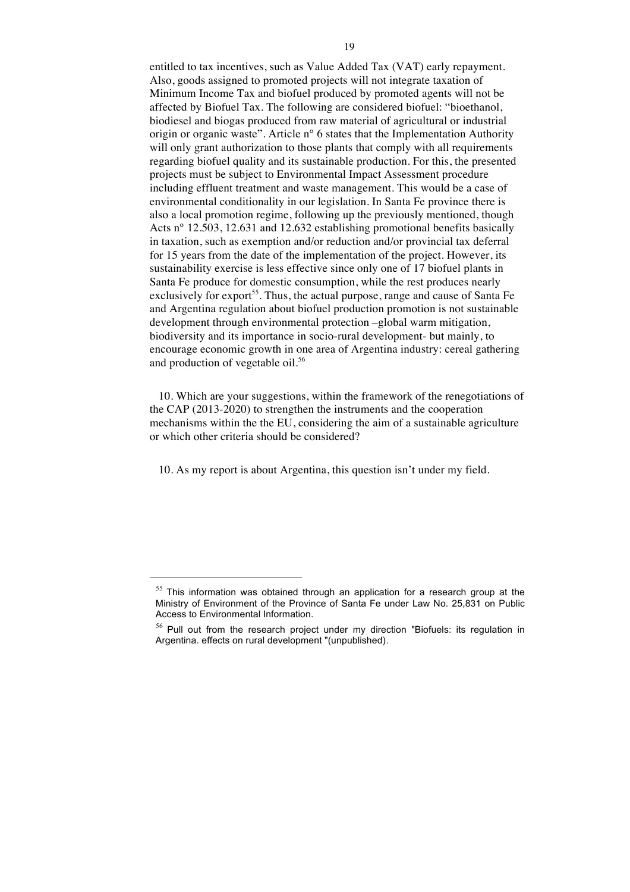entitled to tax incentives, such as Value Added Tax (VAT) early repayment. Also, goods assigned to promoted projects will not integrate taxation of Minimum Income Tax and biofuel produced by promoted agents will not be affected by Biofuel Tax. The following are considered biofuel: "bioethanol, biodiesel and biogas produced from raw material of agricultural or industrial origin or organic waste". Article n° 6 states that the Implementation Authority will only grant authorization to those plants that comply with all requirements regarding biofuel quality and its sustainable production. For this, the presented projects must be subject to Environmental Impact Assessment procedure including effluent treatment and waste management. This would be a case of environmental conditionality in our legislation. In Santa Fe province there is also a local promotion regime, following up the previously mentioned, though Acts n° 12.503, 12.631 and 12.632 establishing promotional benefits basically in taxation, such as exemption and/or reduction and/or provincial tax deferral for 15 years from the date of the implementation of the project. However, its sustainability exercise is less effective since only one of 17 biofuel plants in Santa Fe produce for domestic consumption, while the rest produces nearly exclusively for export[55]. Thus, the actual purpose, range and cause of Santa Fe and Argentina regulation about biofuel production promotion is not sustainable development through environmental protection –global warm mitigation, biodiversity and its importance in socio-rural development- but mainly, to encourage economic growth in one area of Argentina industry: cereal gathering and production of vegetable oil.[56]

10. Which are your suggestions, within the framework of the renegotiations of the CAP (2013-2020) to strengthen the instruments and the cooperation mechanisms within the the EU, considering the aim of a sustainable agriculture or which other criteria should be considered?

10. As my report is about Argentina, this question isn't under my field.

---

[55] This information was obtained through an application for a research group at the Ministry of Environment of the Province of Santa Fe under Law No. 25,831 on Public Access to Environmental Information.

[56] Pull out from the research project under my direction "Biofuels: its regulation in Argentina. effects on rural development "(unpublished).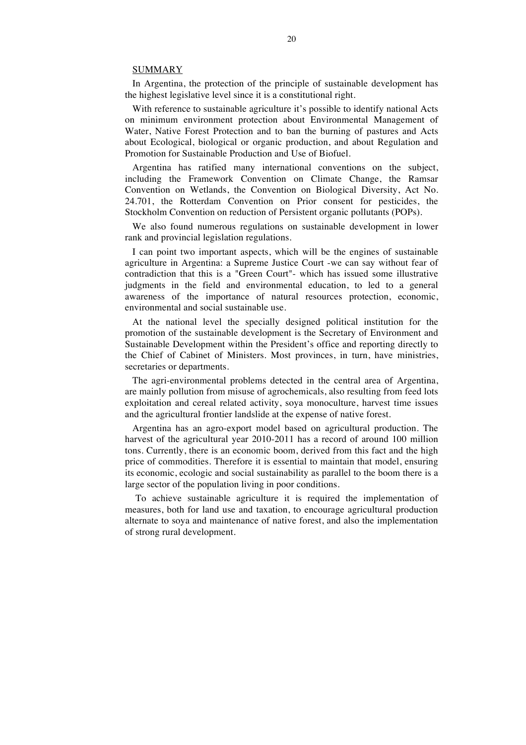## SUMMARY

In Argentina, the protection of the principle of sustainable development has the highest legislative level since it is a constitutional right.

With reference to sustainable agriculture it's possible to identify national Acts on minimum environment protection about Environmental Management of Water, Native Forest Protection and to ban the burning of pastures and Acts about Ecological, biological or organic production, and about Regulation and Promotion for Sustainable Production and Use of Biofuel.

Argentina has ratified many international conventions on the subject, including the Framework Convention on Climate Change, the Ramsar Convention on Wetlands, the Convention on Biological Diversity, Act No. 24.701, the Rotterdam Convention on Prior consent for pesticides, the Stockholm Convention on reduction of Persistent organic pollutants (POPs).

We also found numerous regulations on sustainable development in lower rank and provincial legislation regulations.

I can point two important aspects, which will be the engines of sustainable agriculture in Argentina: a Supreme Justice Court -we can say without fear of contradiction that this is a "Green Court"- which has issued some illustrative judgments in the field and environmental education, to led to a general awareness of the importance of natural resources protection, economic, environmental and social sustainable use.

At the national level the specially designed political institution for the promotion of the sustainable development is the Secretary of Environment and Sustainable Development within the President's office and reporting directly to the Chief of Cabinet of Ministers. Most provinces, in turn, have ministries, secretaries or departments.

The agri-environmental problems detected in the central area of Argentina, are mainly pollution from misuse of agrochemicals, also resulting from feed lots exploitation and cereal related activity, soya monoculture, harvest time issues and the agricultural frontier landslide at the expense of native forest.

Argentina has an agro-export model based on agricultural production. The harvest of the agricultural year 2010-2011 has a record of around 100 million tons. Currently, there is an economic boom, derived from this fact and the high price of commodities. Therefore it is essential to maintain that model, ensuring its economic, ecologic and social sustainability as parallel to the boom there is a large sector of the population living in poor conditions.

To achieve sustainable agriculture it is required the implementation of measures, both for land use and taxation, to encourage agricultural production alternate to soya and maintenance of native forest, and also the implementation of strong rural development.